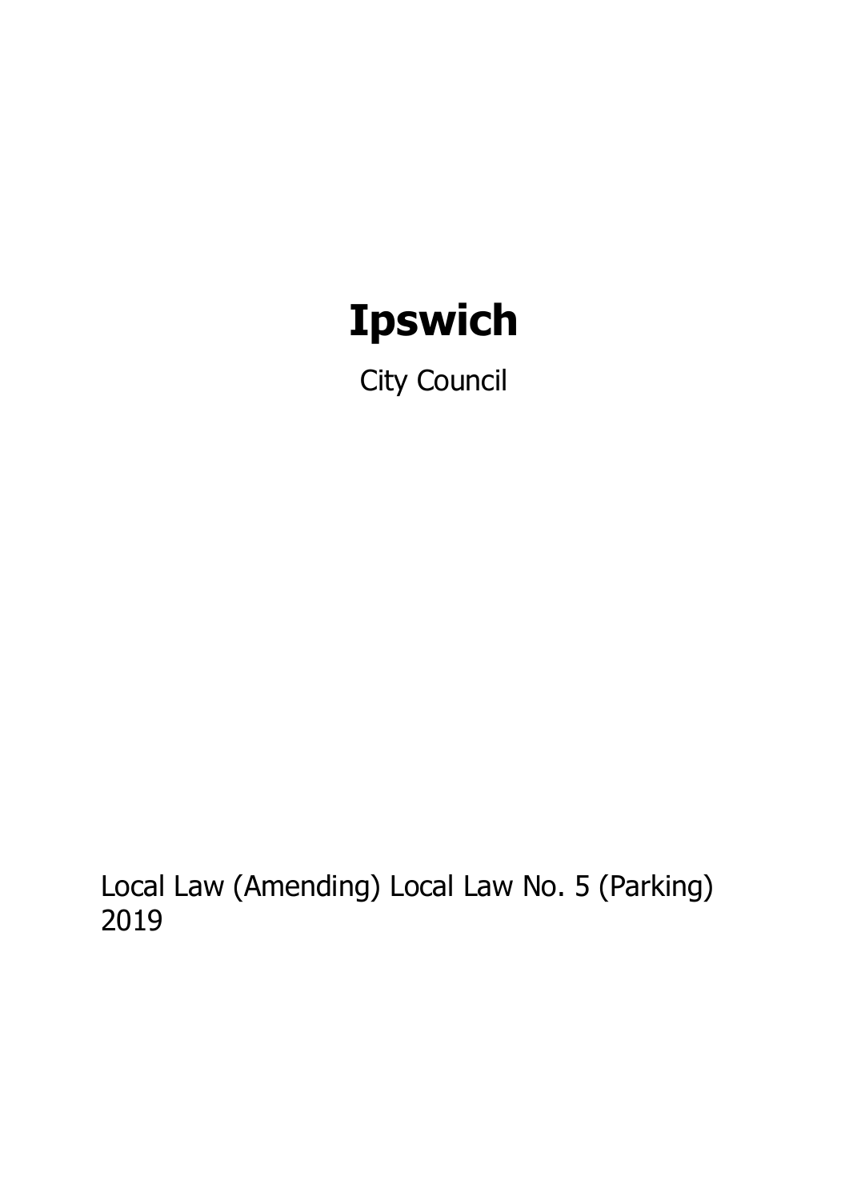# Ipswich

City Council

Local Law (Amending) Local Law No. 5 (Parking) 2019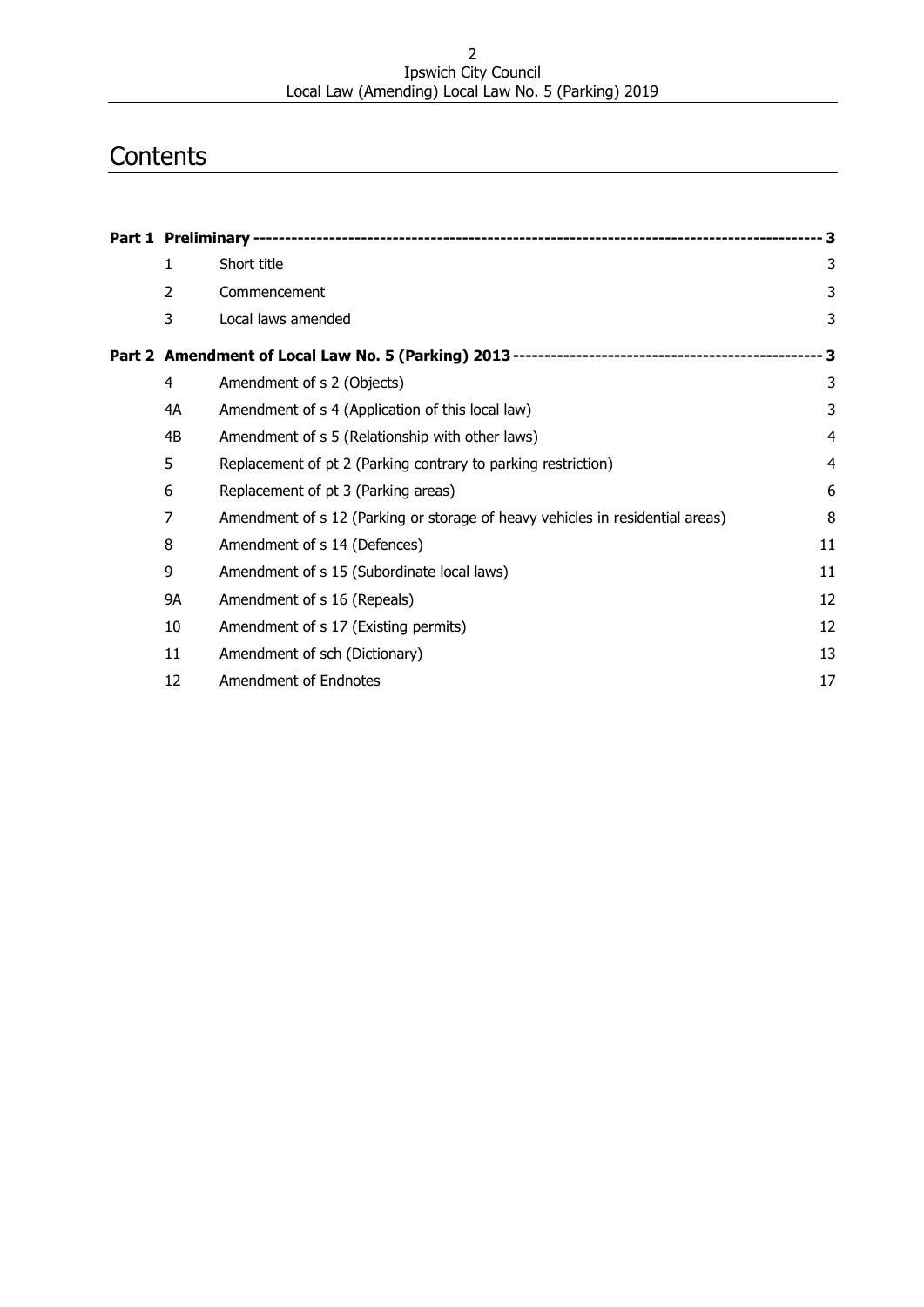# Contents

| | | | |
|---|---|---|---|
| **Part 1** | **Preliminary** | | **3** |
| | 1 | Short title | 3 |
| | 2 | Commencement | 3 |
| | 3 | Local laws amended | 3 |
| **Part 2** | **Amendment of Local Law No. 5 (Parking) 2013** | | **3** |
| | 4 | Amendment of s 2 (Objects) | 3 |
| | 4A | Amendment of s 4 (Application of this local law) | 3 |
| | 4B | Amendment of s 5 (Relationship with other laws) | 4 |
| | 5 | Replacement of pt 2 (Parking contrary to parking restriction) | 4 |
| | 6 | Replacement of pt 3 (Parking areas) | 6 |
| | 7 | Amendment of s 12 (Parking or storage of heavy vehicles in residential areas) | 8 |
| | 8 | Amendment of s 14 (Defences) | 11 |
| | 9 | Amendment of s 15 (Subordinate local laws) | 11 |
| | 9A | Amendment of s 16 (Repeals) | 12 |
| | 10 | Amendment of s 17 (Existing permits) | 12 |
| | 11 | Amendment of sch (Dictionary) | 13 |
| | 12 | Amendment of Endnotes | 17 |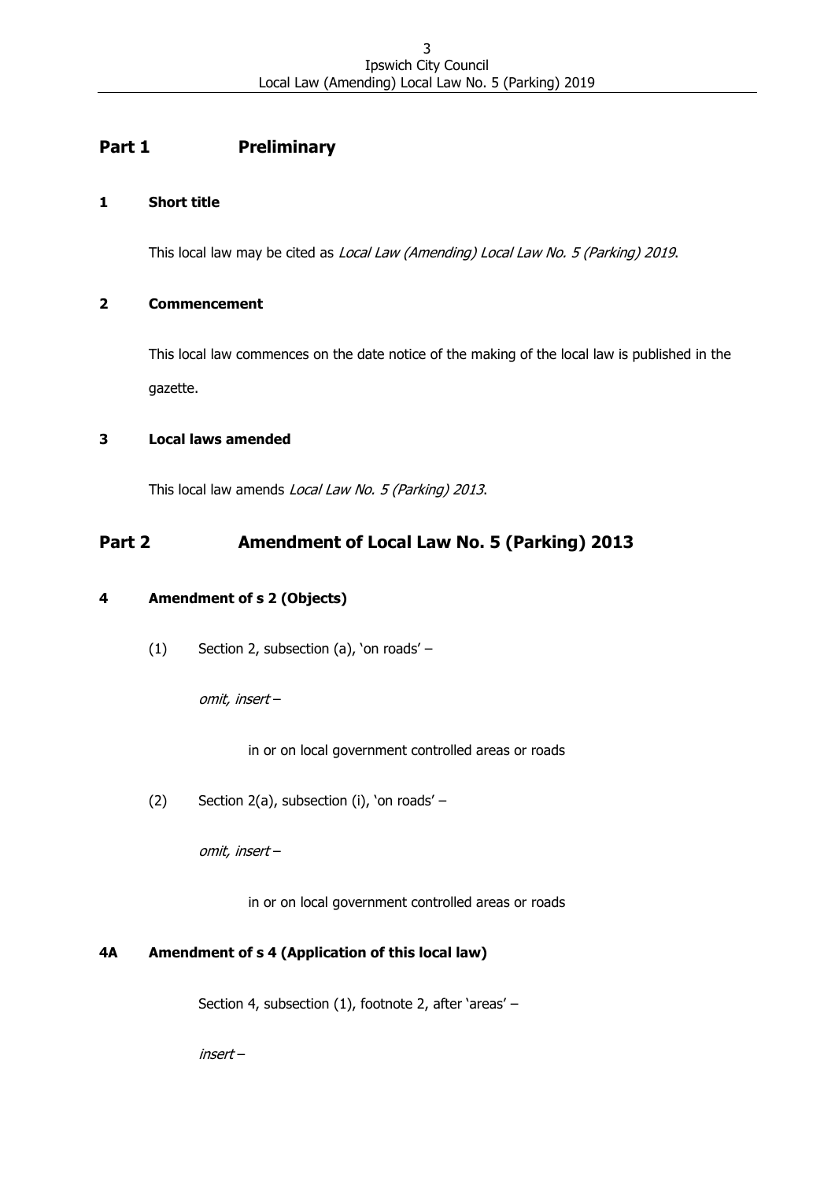## Part 1 Preliminary

### 1 Short title

This local law may be cited as *Local Law (Amending) Local Law No. 5 (Parking) 2019*.

### 2 Commencement

This local law commences on the date notice of the making of the local law is published in the gazette.

### 3 Local laws amended

This local law amends *Local Law No. 5 (Parking) 2013*.

## Part 2 Amendment of Local Law No. 5 (Parking) 2013

### 4 Amendment of s 2 (Objects)

(1) Section 2, subsection (a), 'on roads' –

*omit, insert* –

in or on local government controlled areas or roads

(2) Section 2(a), subsection (i), 'on roads' –

*omit, insert* –

in or on local government controlled areas or roads

### 4A Amendment of s 4 (Application of this local law)

Section 4, subsection (1), footnote 2, after 'areas' –

*insert* –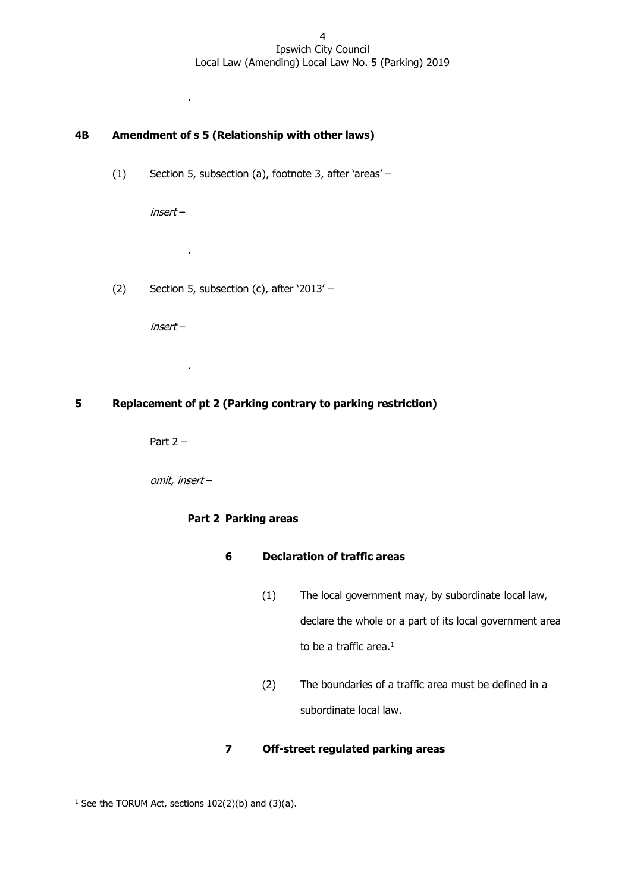.

## 4B Amendment of s 5 (Relationship with other laws)

(1) Section 5, subsection (a), footnote 3, after 'areas' –

*insert –*

.

(2) Section 5, subsection (c), after '2013' –

*insert –*

.

## 5 Replacement of pt 2 (Parking contrary to parking restriction)

Part 2 –

*omit, insert –*

**Part 2 Parking areas**

**6 Declaration of traffic areas**

(1) The local government may, by subordinate local law, declare the whole or a part of its local government area to be a traffic area.[1]

(2) The boundaries of a traffic area must be defined in a subordinate local law.

**7 Off-street regulated parking areas**

---

[1] See the TORUM Act, sections 102(2)(b) and (3)(a).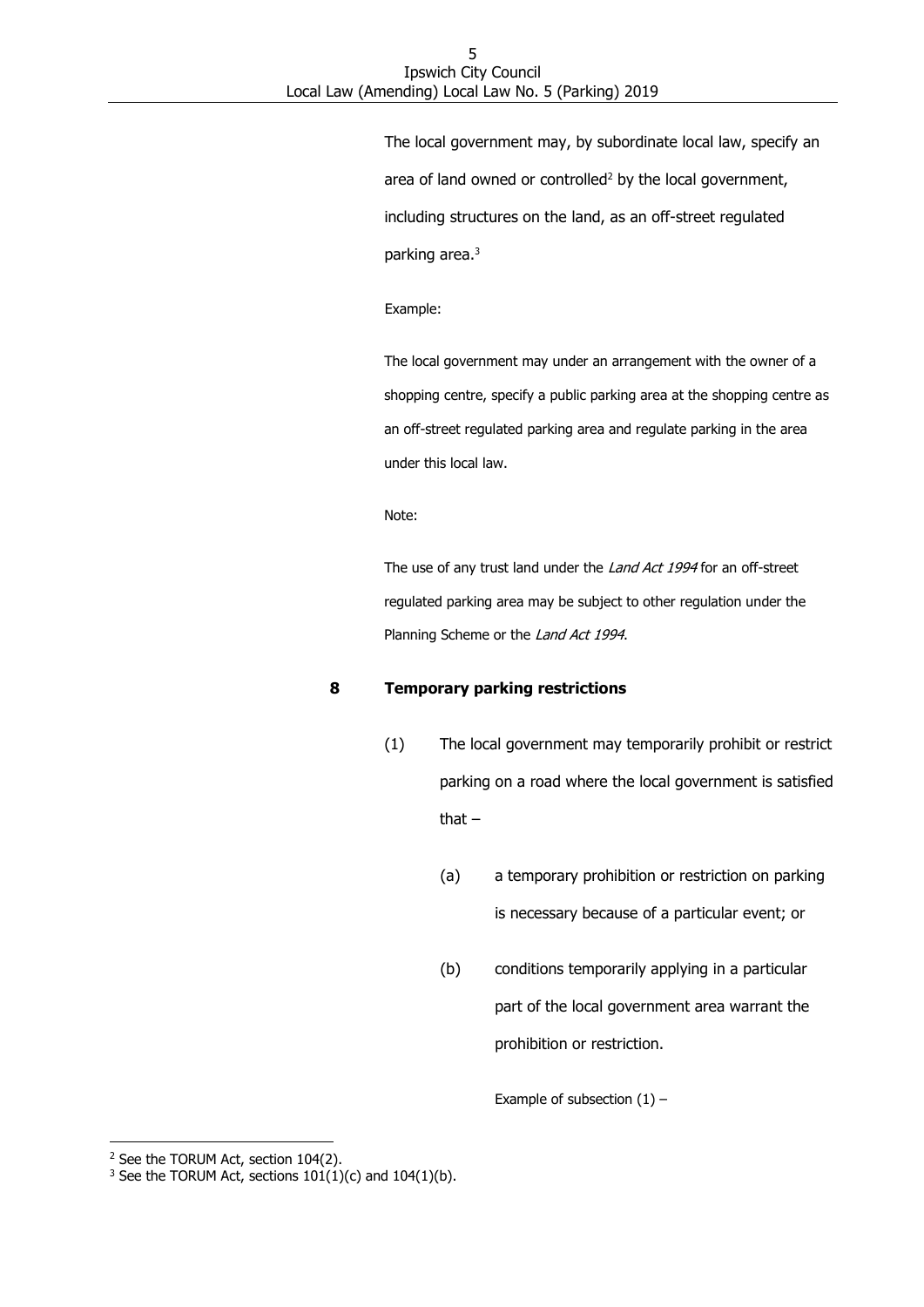The local government may, by subordinate local law, specify an area of land owned or controlled[2] by the local government, including structures on the land, as an off-street regulated parking area.[3]

Example:

The local government may under an arrangement with the owner of a shopping centre, specify a public parking area at the shopping centre as an off-street regulated parking area and regulate parking in the area under this local law.

Note:

The use of any trust land under the *Land Act 1994* for an off-street regulated parking area may be subject to other regulation under the Planning Scheme or the *Land Act 1994*.

## 8 Temporary parking restrictions

(1) The local government may temporarily prohibit or restrict parking on a road where the local government is satisfied that –

(a) a temporary prohibition or restriction on parking is necessary because of a particular event; or

(b) conditions temporarily applying in a particular part of the local government area warrant the prohibition or restriction.

Example of subsection (1) –

---

[2] See the TORUM Act, section 104(2).

[3] See the TORUM Act, sections 101(1)(c) and 104(1)(b).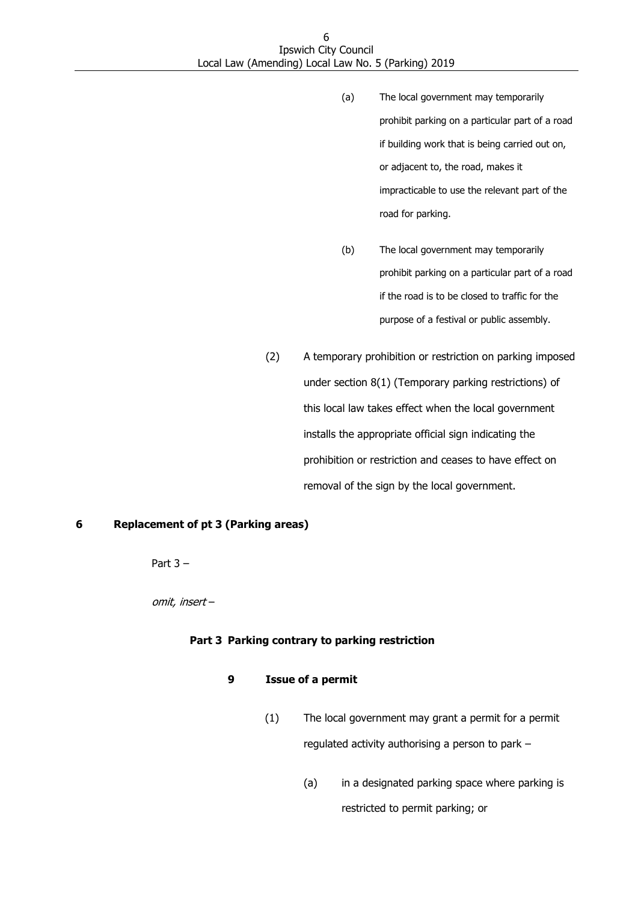(a) The local government may temporarily prohibit parking on a particular part of a road if building work that is being carried out on, or adjacent to, the road, makes it impracticable to use the relevant part of the road for parking.

(b) The local government may temporarily prohibit parking on a particular part of a road if the road is to be closed to traffic for the purpose of a festival or public assembly.

(2) A temporary prohibition or restriction on parking imposed under section 8(1) (Temporary parking restrictions) of this local law takes effect when the local government installs the appropriate official sign indicating the prohibition or restriction and ceases to have effect on removal of the sign by the local government.

## 6 Replacement of pt 3 (Parking areas)

Part 3 –

*omit, insert* –

### Part 3 Parking contrary to parking restriction

#### 9 Issue of a permit

(1) The local government may grant a permit for a permit regulated activity authorising a person to park –

(a) in a designated parking space where parking is restricted to permit parking; or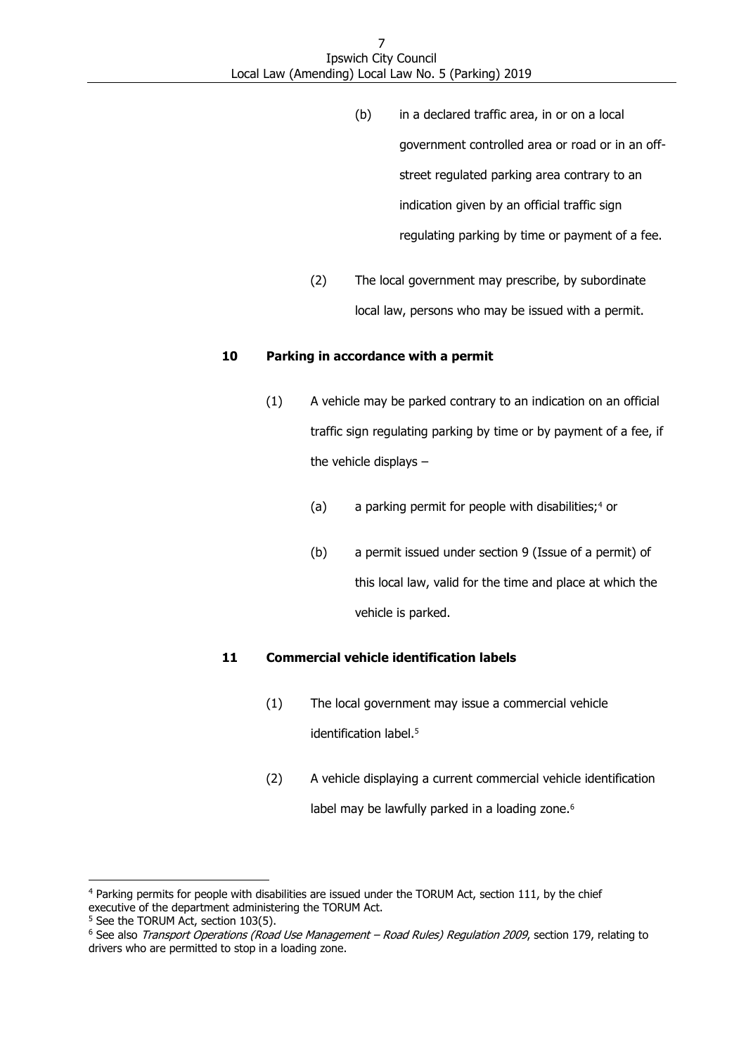(b) in a declared traffic area, in or on a local government controlled area or road or in an off-street regulated parking area contrary to an indication given by an official traffic sign regulating parking by time or payment of a fee.

(2) The local government may prescribe, by subordinate local law, persons who may be issued with a permit.

### 10 Parking in accordance with a permit

(1) A vehicle may be parked contrary to an indication on an official traffic sign regulating parking by time or by payment of a fee, if the vehicle displays –

(a) a parking permit for people with disabilities;[4] or

(b) a permit issued under section 9 (Issue of a permit) of this local law, valid for the time and place at which the vehicle is parked.

### 11 Commercial vehicle identification labels

(1) The local government may issue a commercial vehicle identification label.[5]

(2) A vehicle displaying a current commercial vehicle identification label may be lawfully parked in a loading zone.[6]

---

[4] Parking permits for people with disabilities are issued under the TORUM Act, section 111, by the chief executive of the department administering the TORUM Act.

[5] See the TORUM Act, section 103(5).

[6] See also *Transport Operations (Road Use Management – Road Rules) Regulation 2009*, section 179, relating to drivers who are permitted to stop in a loading zone.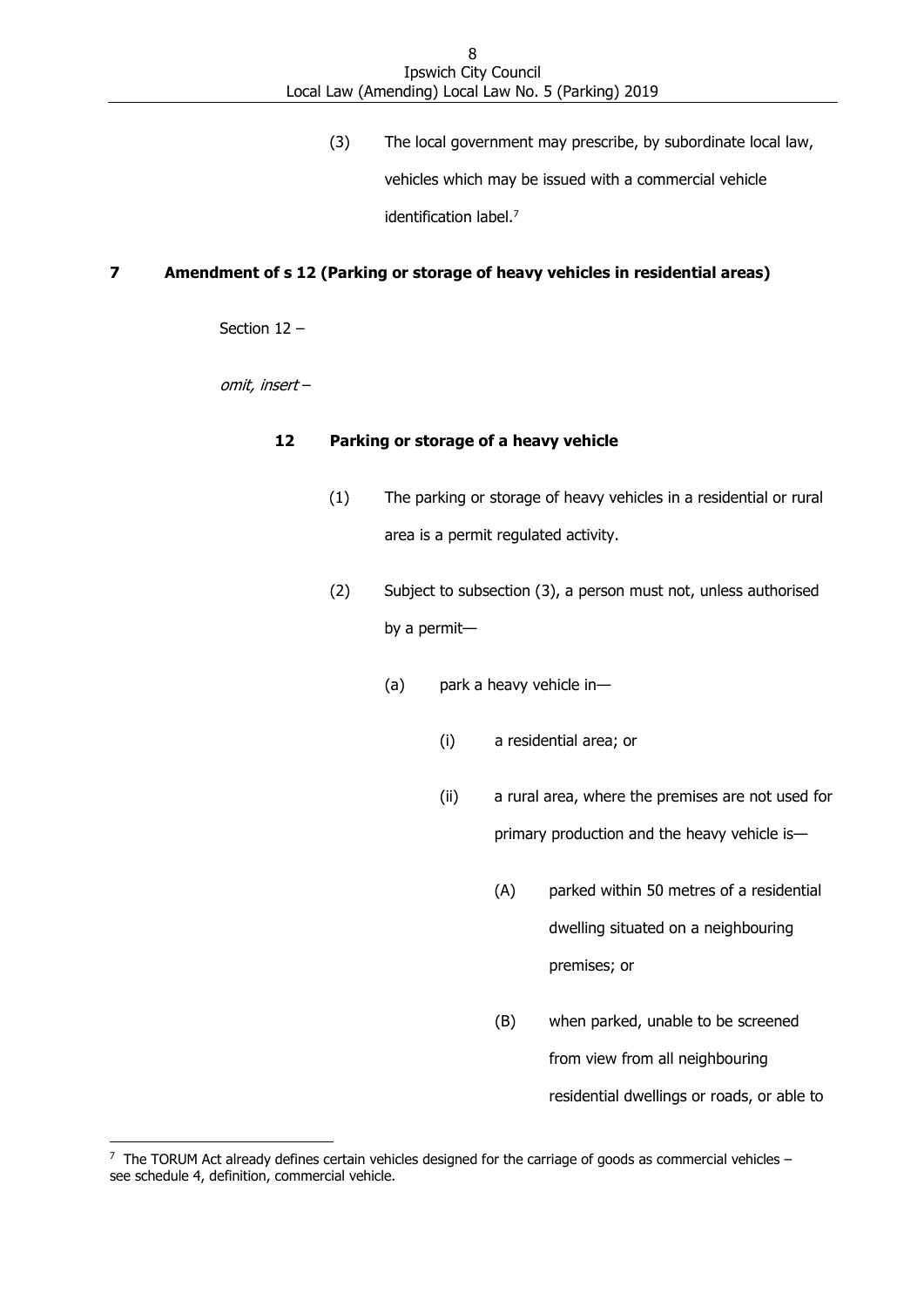(3) The local government may prescribe, by subordinate local law, vehicles which may be issued with a commercial vehicle identification label.[7]

## 7 Amendment of s 12 (Parking or storage of heavy vehicles in residential areas)

Section 12 –

*omit, insert* –

### 12 Parking or storage of a heavy vehicle

(1) The parking or storage of heavy vehicles in a residential or rural area is a permit regulated activity.

(2) Subject to subsection (3), a person must not, unless authorised by a permit—

(a) park a heavy vehicle in—

(i) a residential area; or

(ii) a rural area, where the premises are not used for primary production and the heavy vehicle is—

(A) parked within 50 metres of a residential dwelling situated on a neighbouring premises; or

(B) when parked, unable to be screened from view from all neighbouring residential dwellings or roads, or able to

---

[7] The TORUM Act already defines certain vehicles designed for the carriage of goods as commercial vehicles – see schedule 4, definition, commercial vehicle.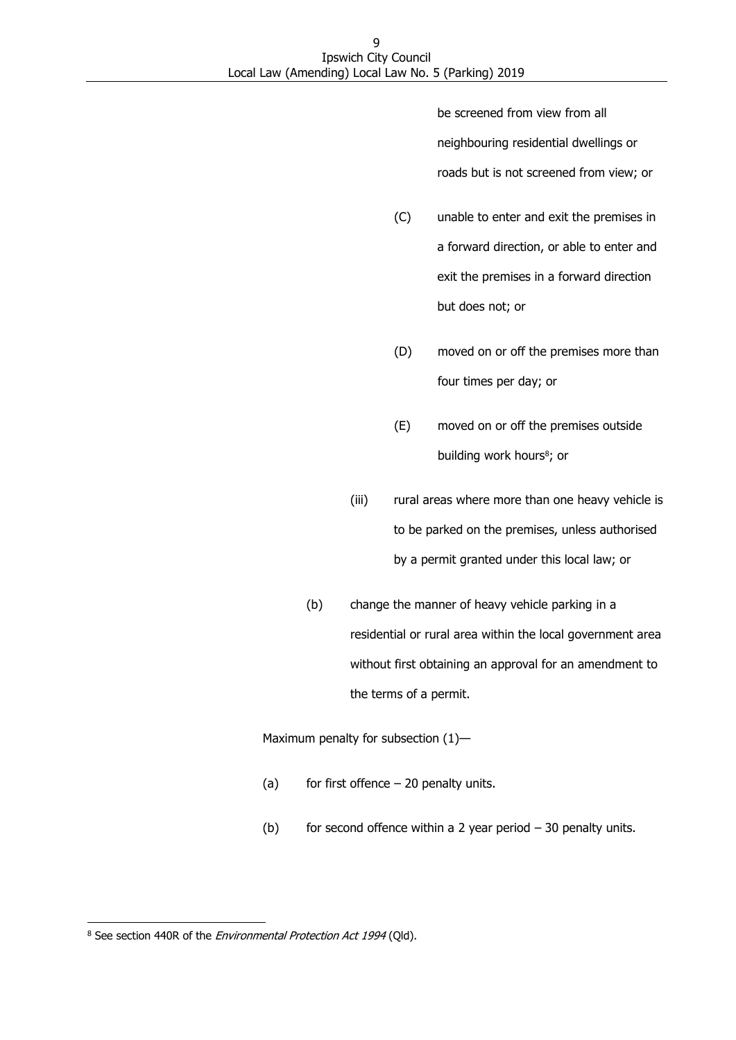be screened from view from all neighbouring residential dwellings or roads but is not screened from view; or

(C) unable to enter and exit the premises in a forward direction, or able to enter and exit the premises in a forward direction but does not; or

(D) moved on or off the premises more than four times per day; or

(E) moved on or off the premises outside building work hours[8]; or

(iii) rural areas where more than one heavy vehicle is to be parked on the premises, unless authorised by a permit granted under this local law; or

(b) change the manner of heavy vehicle parking in a residential or rural area within the local government area without first obtaining an approval for an amendment to the terms of a permit.

Maximum penalty for subsection (1)—

(a) for first offence – 20 penalty units.

(b) for second offence within a 2 year period – 30 penalty units.

---

[8] See section 440R of the *Environmental Protection Act 1994* (Qld).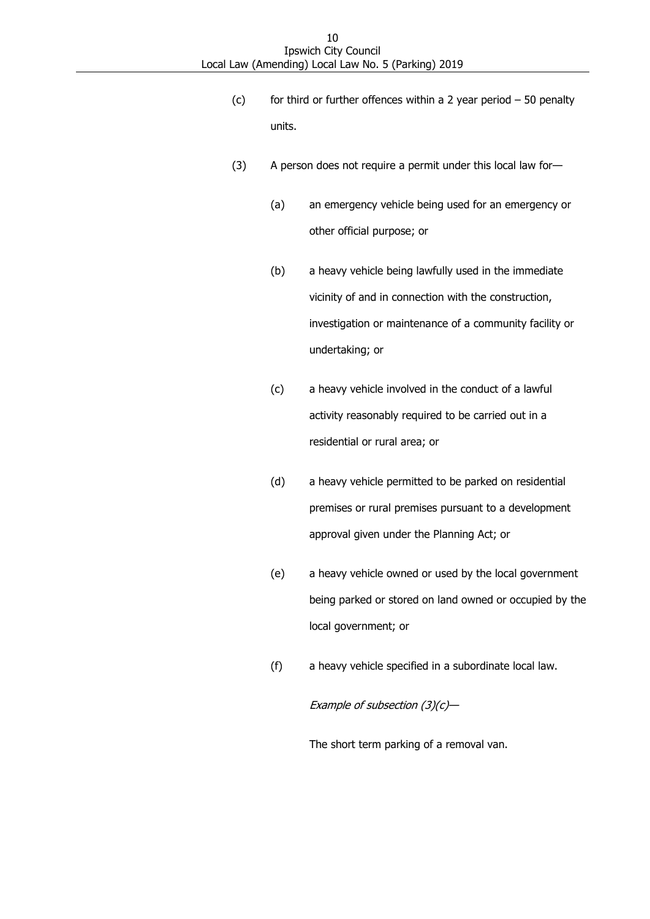(c) for third or further offences within a 2 year period – 50 penalty units.

(3) A person does not require a permit under this local law for—

(a) an emergency vehicle being used for an emergency or other official purpose; or

(b) a heavy vehicle being lawfully used in the immediate vicinity of and in connection with the construction, investigation or maintenance of a community facility or undertaking; or

(c) a heavy vehicle involved in the conduct of a lawful activity reasonably required to be carried out in a residential or rural area; or

(d) a heavy vehicle permitted to be parked on residential premises or rural premises pursuant to a development approval given under the Planning Act; or

(e) a heavy vehicle owned or used by the local government being parked or stored on land owned or occupied by the local government; or

(f) a heavy vehicle specified in a subordinate local law.

*Example of subsection (3)(c)—*

The short term parking of a removal van.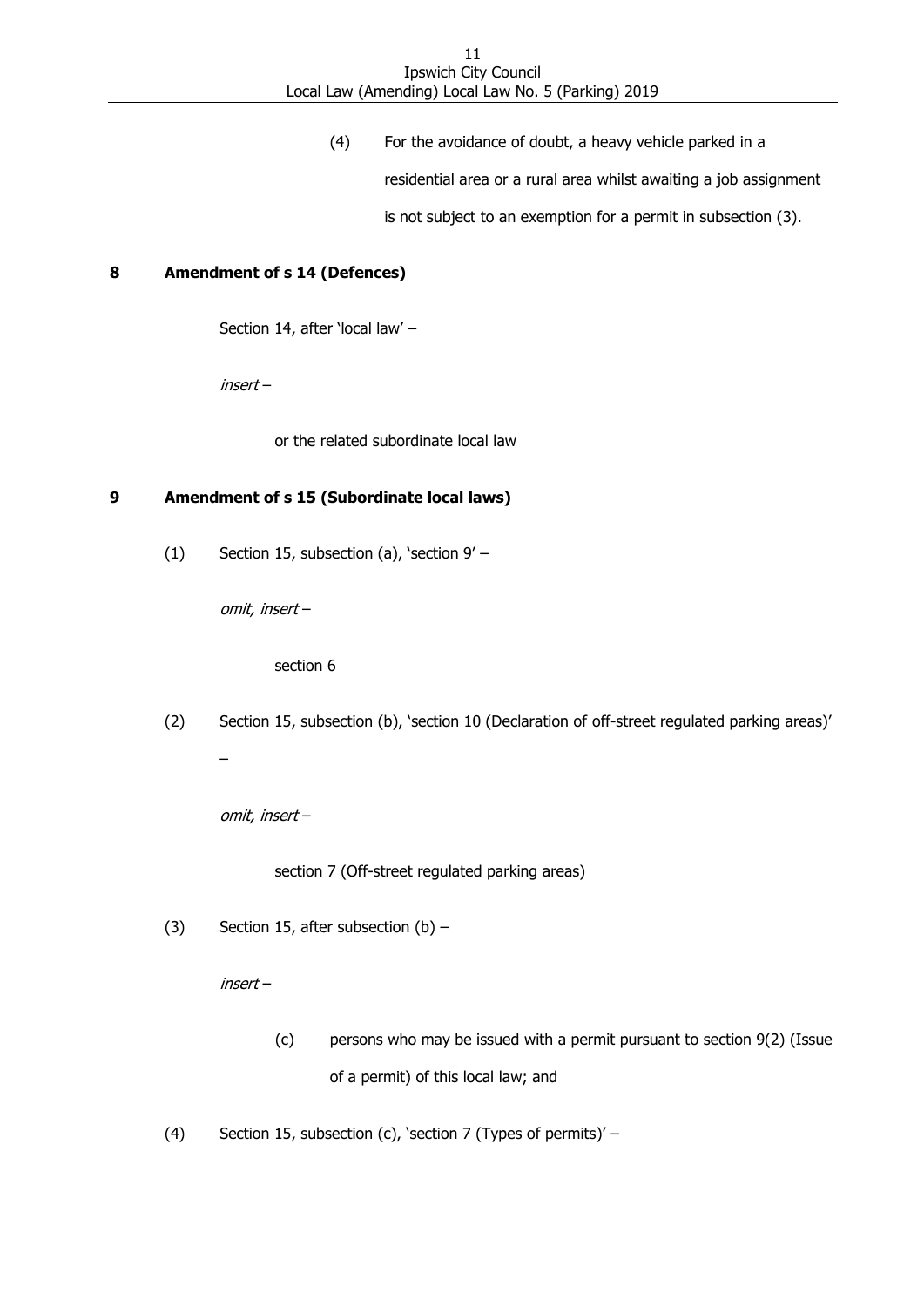(4) For the avoidance of doubt, a heavy vehicle parked in a residential area or a rural area whilst awaiting a job assignment is not subject to an exemption for a permit in subsection (3).

## 8 Amendment of s 14 (Defences)

Section 14, after 'local law' –

*insert* –

or the related subordinate local law

## 9 Amendment of s 15 (Subordinate local laws)

(1) Section 15, subsection (a), 'section 9' –

*omit, insert* –

section 6

(2) Section 15, subsection (b), 'section 10 (Declaration of off-street regulated parking areas)' –

*omit, insert* –

section 7 (Off-street regulated parking areas)

(3) Section 15, after subsection (b) –

*insert* –

(c) persons who may be issued with a permit pursuant to section 9(2) (Issue of a permit) of this local law; and

(4) Section 15, subsection (c), 'section 7 (Types of permits)' –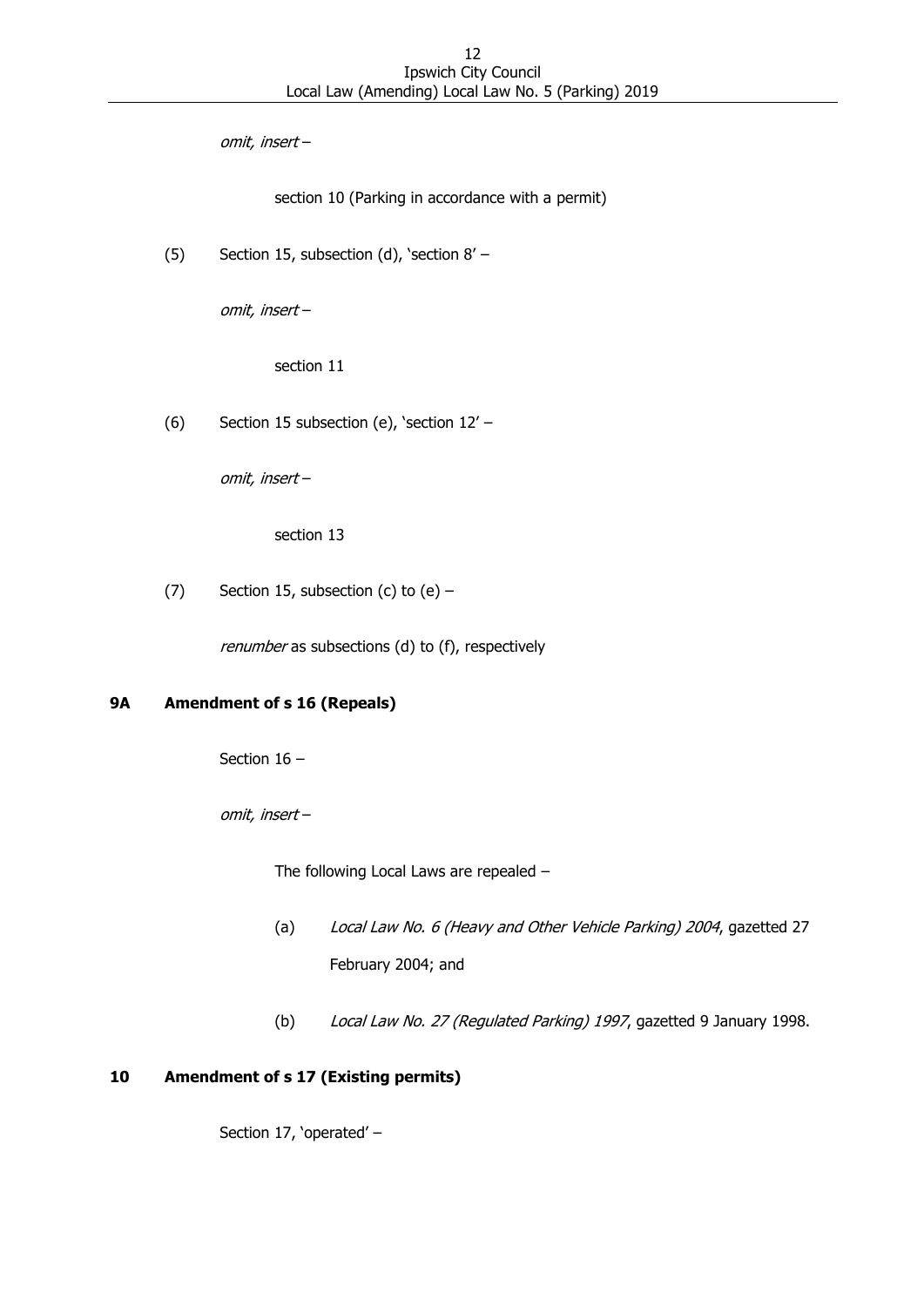*omit, insert* –

section 10 (Parking in accordance with a permit)

(5) Section 15, subsection (d), 'section 8' –

*omit, insert* –

section 11

(6) Section 15 subsection (e), 'section 12' –

*omit, insert* –

section 13

(7) Section 15, subsection (c) to (e) –

*renumber* as subsections (d) to (f), respectively

## 9A Amendment of s 16 (Repeals)

Section 16 –

*omit, insert* –

The following Local Laws are repealed –

(a) *Local Law No. 6 (Heavy and Other Vehicle Parking) 2004*, gazetted 27 February 2004; and

(b) *Local Law No. 27 (Regulated Parking) 1997*, gazetted 9 January 1998.

## 10 Amendment of s 17 (Existing permits)

Section 17, 'operated' –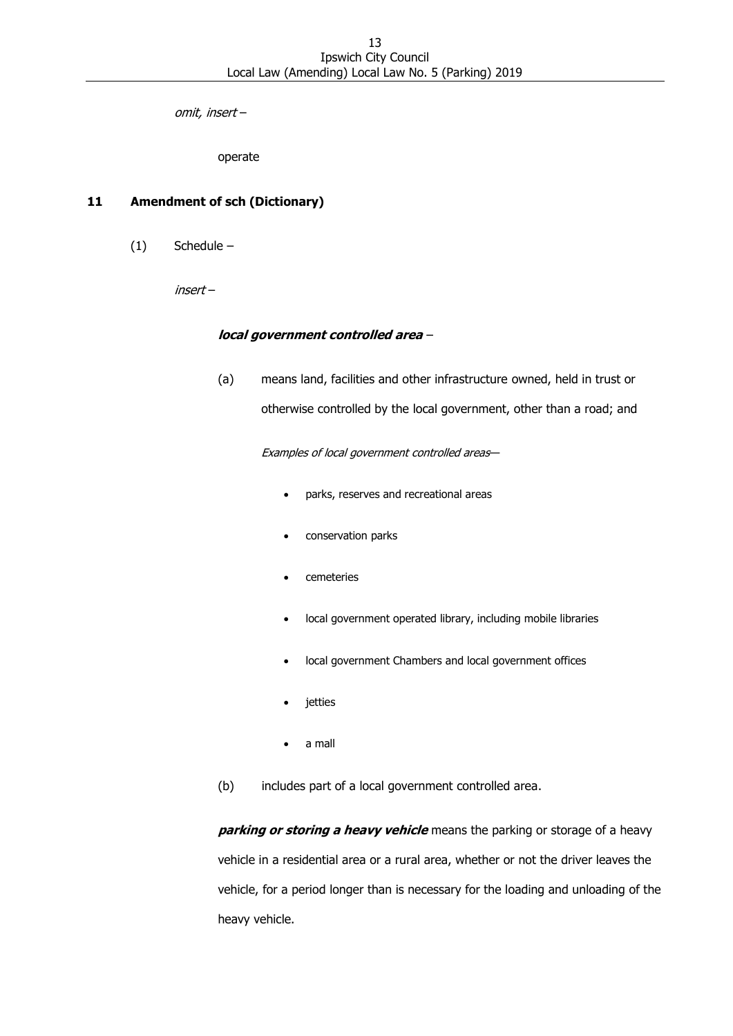*omit, insert* –

operate

## 11 Amendment of sch (Dictionary)

(1) Schedule –

*insert* –

***local government controlled area*** –

(a) means land, facilities and other infrastructure owned, held in trust or otherwise controlled by the local government, other than a road; and

*Examples of local government controlled areas*—

- parks, reserves and recreational areas
- conservation parks
- cemeteries
- local government operated library, including mobile libraries
- local government Chambers and local government offices
- jetties
- a mall

(b) includes part of a local government controlled area.

***parking or storing a heavy vehicle*** means the parking or storage of a heavy vehicle in a residential area or a rural area, whether or not the driver leaves the vehicle, for a period longer than is necessary for the loading and unloading of the heavy vehicle.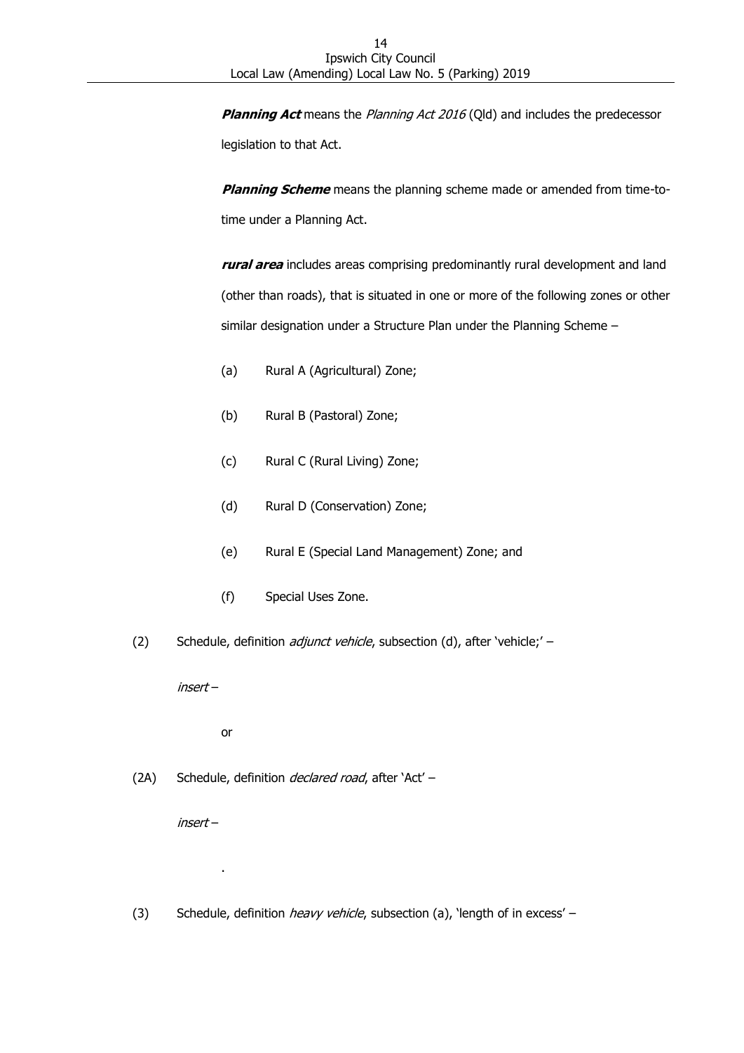***Planning Act*** means the *Planning Act 2016* (Qld) and includes the predecessor legislation to that Act.

***Planning Scheme*** means the planning scheme made or amended from time-to-time under a Planning Act.

***rural area*** includes areas comprising predominantly rural development and land (other than roads), that is situated in one or more of the following zones or other similar designation under a Structure Plan under the Planning Scheme –

(a) Rural A (Agricultural) Zone;

(b) Rural B (Pastoral) Zone;

(c) Rural C (Rural Living) Zone;

(d) Rural D (Conservation) Zone;

(e) Rural E (Special Land Management) Zone; and

(f) Special Uses Zone.

(2) Schedule, definition *adjunct vehicle*, subsection (d), after 'vehicle;' –

*insert* –

or

(2A) Schedule, definition *declared road*, after 'Act' –

*insert* –

.

(3) Schedule, definition *heavy vehicle*, subsection (a), 'length of in excess' –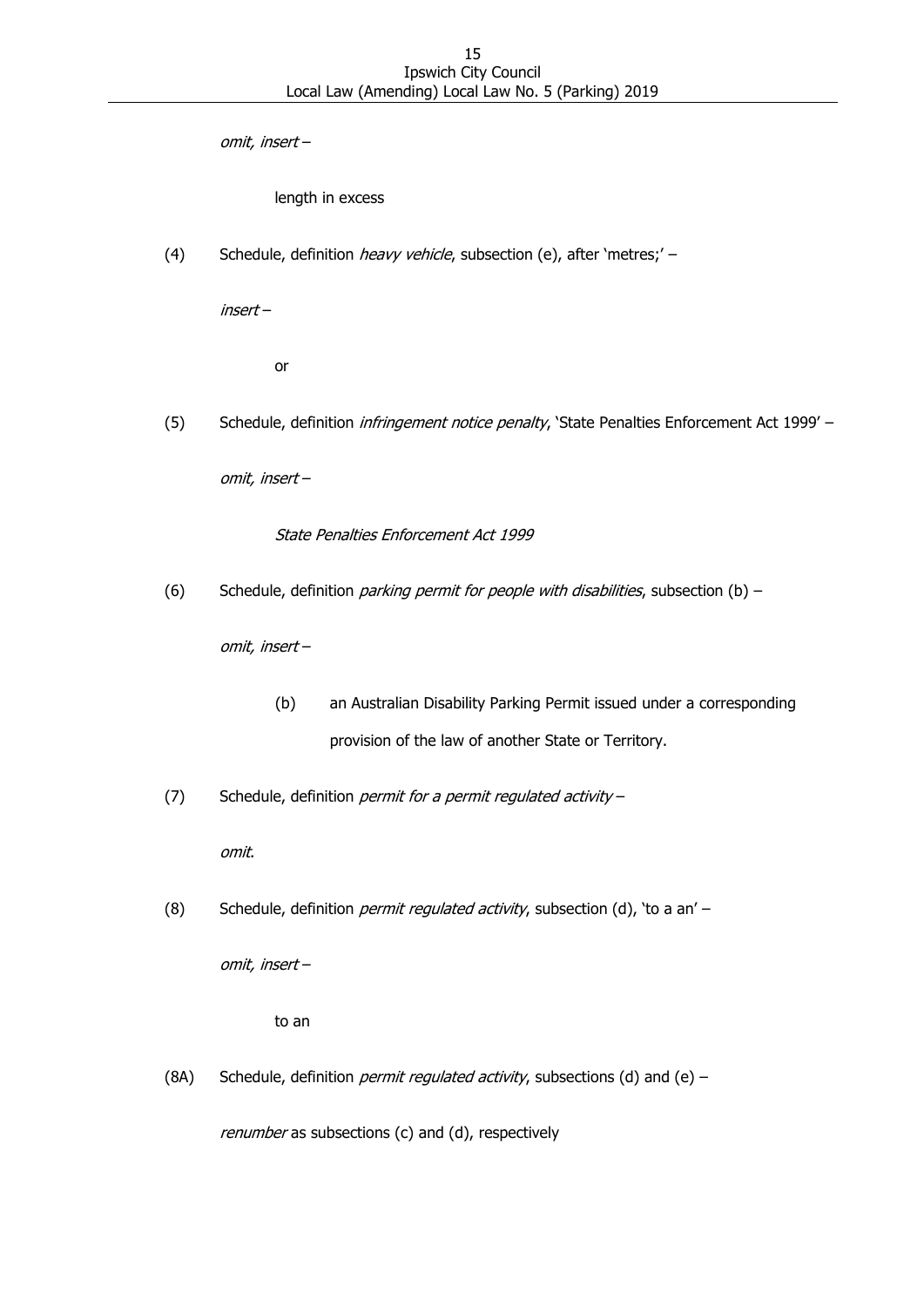*omit, insert* –

length in excess

(4) Schedule, definition *heavy vehicle*, subsection (e), after 'metres;' –

*insert* –

or

(5) Schedule, definition *infringement notice penalty*, 'State Penalties Enforcement Act 1999' –

*omit, insert* –

*State Penalties Enforcement Act 1999*

(6) Schedule, definition *parking permit for people with disabilities*, subsection (b) –

*omit, insert* –

(b) an Australian Disability Parking Permit issued under a corresponding provision of the law of another State or Territory.

(7) Schedule, definition *permit for a permit regulated activity* –

*omit*.

(8) Schedule, definition *permit regulated activity*, subsection (d), 'to a an' –

*omit, insert* –

to an

(8A) Schedule, definition *permit regulated activity*, subsections (d) and (e) –

*renumber* as subsections (c) and (d), respectively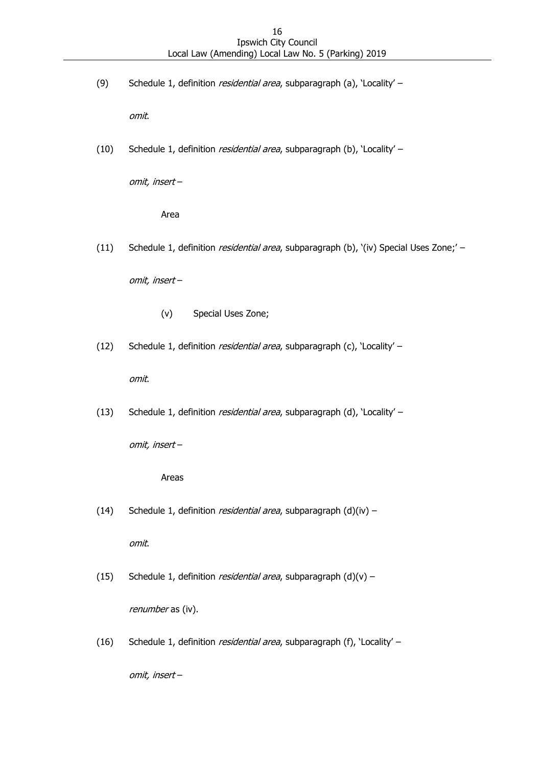(9) Schedule 1, definition *residential area*, subparagraph (a), 'Locality' –

*omit*.

(10) Schedule 1, definition *residential area*, subparagraph (b), 'Locality' –

*omit, insert* –

Area

(11) Schedule 1, definition *residential area*, subparagraph (b), '(iv) Special Uses Zone;' –

*omit, insert* –

(v) Special Uses Zone;

(12) Schedule 1, definition *residential area*, subparagraph (c), 'Locality' –

*omit*.

(13) Schedule 1, definition *residential area*, subparagraph (d), 'Locality' –

*omit, insert* –

Areas

(14) Schedule 1, definition *residential area*, subparagraph (d)(iv) –

*omit*.

(15) Schedule 1, definition *residential area*, subparagraph (d)(v) –

*renumber* as (iv).

(16) Schedule 1, definition *residential area*, subparagraph (f), 'Locality' –

*omit, insert* –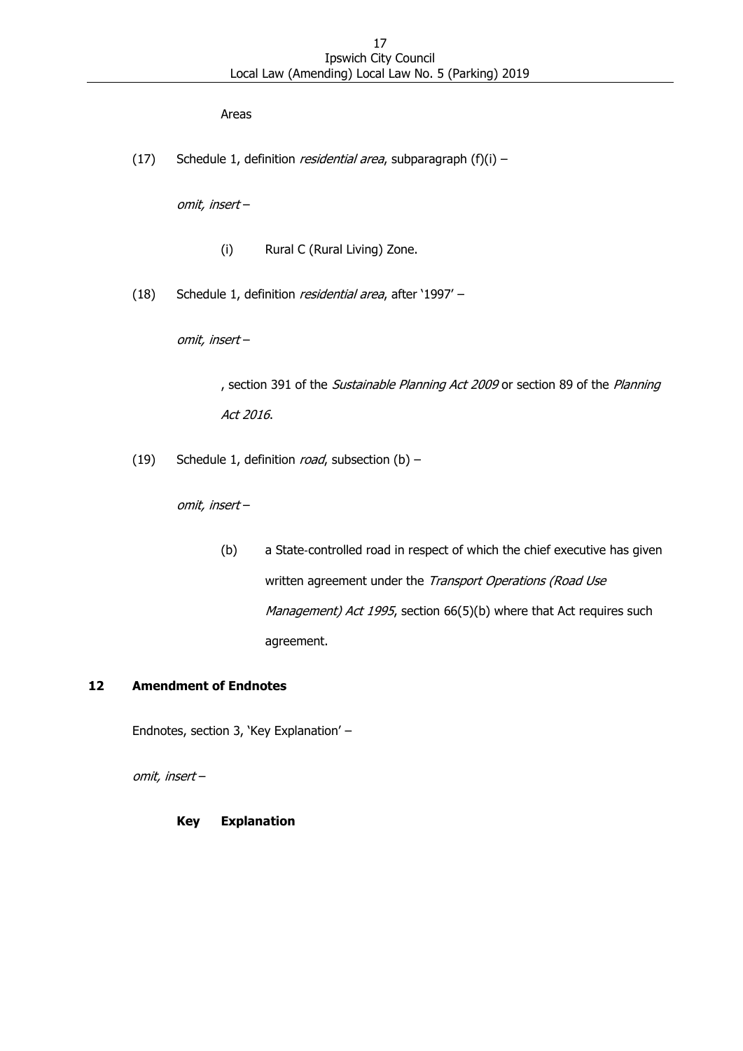Areas

(17) Schedule 1, definition *residential area*, subparagraph (f)(i) –

*omit, insert* –

(i) Rural C (Rural Living) Zone.

(18) Schedule 1, definition *residential area*, after '1997' –

*omit, insert* –

, section 391 of the *Sustainable Planning Act 2009* or section 89 of the *Planning Act 2016*.

(19) Schedule 1, definition *road*, subsection (b) –

*omit, insert* –

(b) a State-controlled road in respect of which the chief executive has given written agreement under the *Transport Operations (Road Use Management) Act 1995*, section 66(5)(b) where that Act requires such agreement.

## 12 Amendment of Endnotes

Endnotes, section 3, 'Key Explanation' –

*omit, insert* –

**Key Explanation**